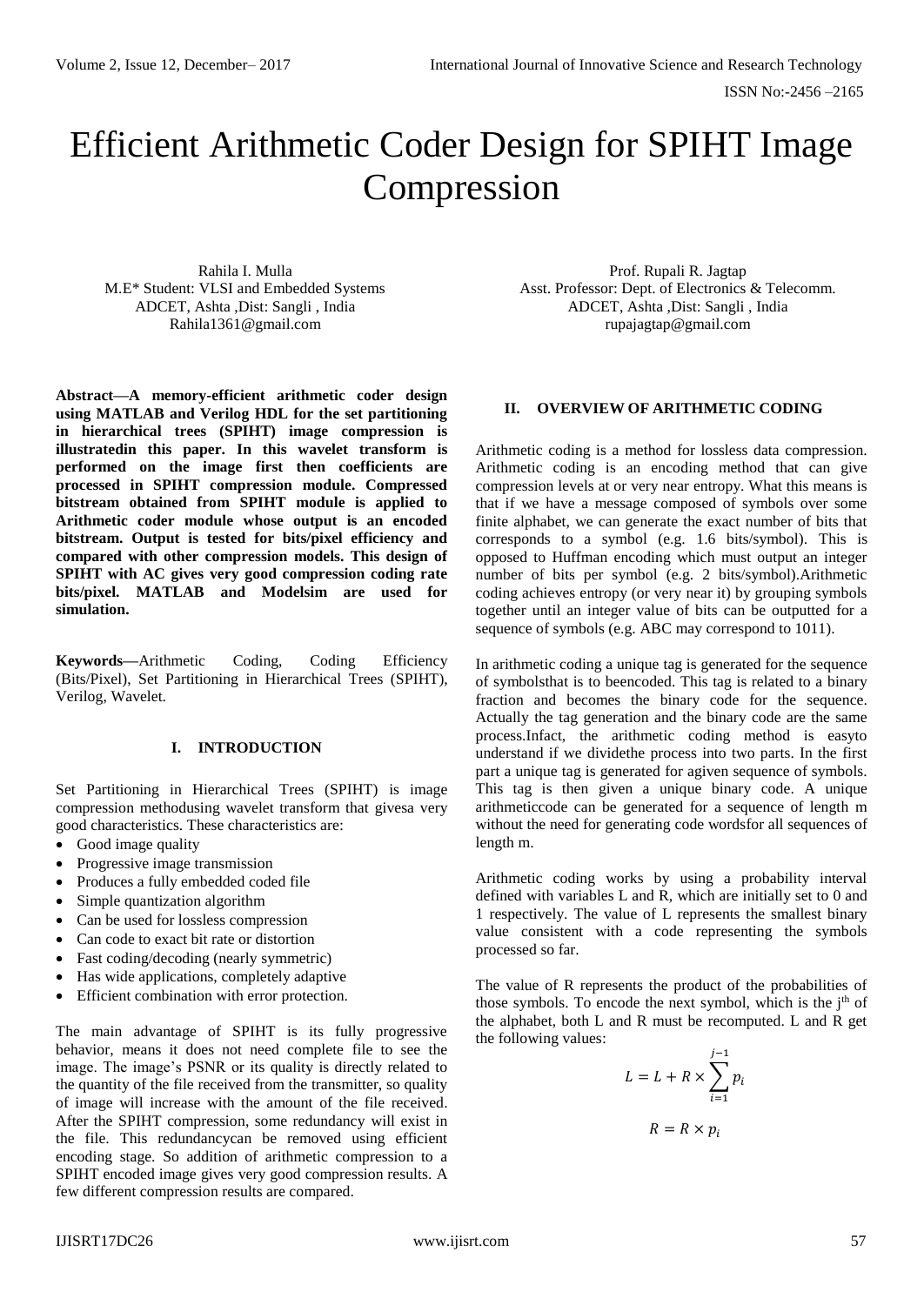# Efficient Arithmetic Coder Design for SPIHT Image Compression

Rahila I. Mulla
M.E* Student: VLSI and Embedded Systems
ADCET, Ashta ,Dist: Sangli , India
Rahila1361@gmail.com

Prof. Rupali R. Jagtap
Asst. Professor: Dept. of Electronics & Telecomm.
ADCET, Ashta ,Dist: Sangli , India
rupajagtap@gmail.com

**Abstract—A memory-efficient arithmetic coder design using MATLAB and Verilog HDL for the set partitioning in hierarchical trees (SPIHT) image compression is illustratedin this paper. In this wavelet transform is performed on the image first then coefficients are processed in SPIHT compression module. Compressed bitstream obtained from SPIHT module is applied to Arithmetic coder module whose output is an encoded bitstream. Output is tested for bits/pixel efficiency and compared with other compression models. This design of SPIHT with AC gives very good compression coding rate bits/pixel. MATLAB and Modelsim are used for simulation.**

**Keywords—**Arithmetic Coding, Coding Efficiency (Bits/Pixel), Set Partitioning in Hierarchical Trees (SPIHT), Verilog, Wavelet.

## I. INTRODUCTION

Set Partitioning in Hierarchical Trees (SPIHT) is image compression methodusing wavelet transform that givesa very good characteristics. These characteristics are:

- Good image quality
- Progressive image transmission
- Produces a fully embedded coded file
- Simple quantization algorithm
- Can be used for lossless compression
- Can code to exact bit rate or distortion
- Fast coding/decoding (nearly symmetric)
- Has wide applications, completely adaptive
- Efficient combination with error protection.

The main advantage of SPIHT is its fully progressive behavior, means it does not need complete file to see the image. The image's PSNR or its quality is directly related to the quantity of the file received from the transmitter, so quality of image will increase with the amount of the file received. After the SPIHT compression, some redundancy will exist in the file. This redundancycan be removed using efficient encoding stage. So addition of arithmetic compression to a SPIHT encoded image gives very good compression results. A few different compression results are compared.

## II. OVERVIEW OF ARITHMETIC CODING

Arithmetic coding is a method for lossless data compression. Arithmetic coding is an encoding method that can give compression levels at or very near entropy. What this means is that if we have a message composed of symbols over some finite alphabet, we can generate the exact number of bits that corresponds to a symbol (e.g. 1.6 bits/symbol). This is opposed to Huffman encoding which must output an integer number of bits per symbol (e.g. 2 bits/symbol).Arithmetic coding achieves entropy (or very near it) by grouping symbols together until an integer value of bits can be outputted for a sequence of symbols (e.g. ABC may correspond to 1011).

In arithmetic coding a unique tag is generated for the sequence of symbolsthat is to beencoded. This tag is related to a binary fraction and becomes the binary code for the sequence. Actually the tag generation and the binary code are the same process.Infact, the arithmetic coding method is easyto understand if we dividethe process into two parts. In the first part a unique tag is generated for agiven sequence of symbols. This tag is then given a unique binary code. A unique arithmeticcode can be generated for a sequence of length m without the need for generating code wordsfor all sequences of length m.

Arithmetic coding works by using a probability interval defined with variables L and R, which are initially set to 0 and 1 respectively. The value of L represents the smallest binary value consistent with a code representing the symbols processed so far.

The value of R represents the product of the probabilities of those symbols. To encode the next symbol, which is the $j^{th}$ of the alphabet, both L and R must be recomputed. L and R get the following values:

$$L = L + R \times \sum_{i=1}^{j-1} p_i$$

$$R = R \times p_i$$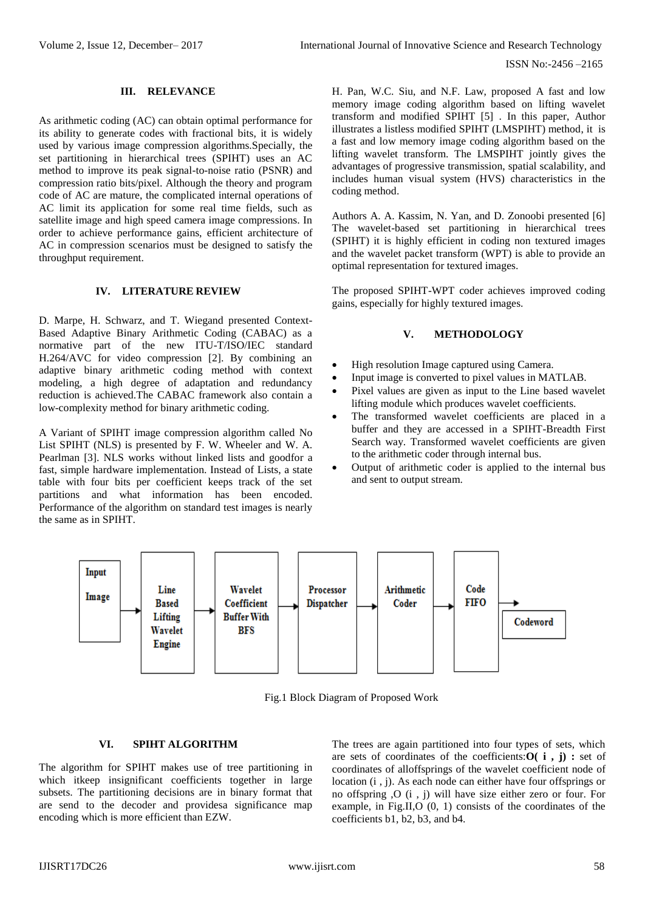## III. RELEVANCE

As arithmetic coding (AC) can obtain optimal performance for its ability to generate codes with fractional bits, it is widely used by various image compression algorithms.Specially, the set partitioning in hierarchical trees (SPIHT) uses an AC method to improve its peak signal-to-noise ratio (PSNR) and compression ratio bits/pixel. Although the theory and program code of AC are mature, the complicated internal operations of AC limit its application for some real time fields, such as satellite image and high speed camera image compressions. In order to achieve performance gains, efficient architecture of AC in compression scenarios must be designed to satisfy the throughput requirement.

## IV. LITERATURE REVIEW

D. Marpe, H. Schwarz, and T. Wiegand presented Context-Based Adaptive Binary Arithmetic Coding (CABAC) as a normative part of the new ITU-T/ISO/IEC standard H.264/AVC for video compression [2]. By combining an adaptive binary arithmetic coding method with context modeling, a high degree of adaptation and redundancy reduction is achieved.The CABAC framework also contain a low-complexity method for binary arithmetic coding.

A Variant of SPIHT image compression algorithm called No List SPIHT (NLS) is presented by F. W. Wheeler and W. A. Pearlman [3]. NLS works without linked lists and goodfor a fast, simple hardware implementation. Instead of Lists, a state table with four bits per coefficient keeps track of the set partitions and what information has been encoded. Performance of the algorithm on standard test images is nearly the same as in SPIHT.

H. Pan, W.C. Siu, and N.F. Law, proposed A fast and low memory image coding algorithm based on lifting wavelet transform and modified SPIHT [5] . In this paper, Author illustrates a listless modified SPIHT (LMSPIHT) method, it is a fast and low memory image coding algorithm based on the lifting wavelet transform. The LMSPIHT jointly gives the advantages of progressive transmission, spatial scalability, and includes human visual system (HVS) characteristics in the coding method.

Authors A. A. Kassim, N. Yan, and D. Zonoobi presented [6] The wavelet-based set partitioning in hierarchical trees (SPIHT) it is highly efficient in coding non textured images and the wavelet packet transform (WPT) is able to provide an optimal representation for textured images.

The proposed SPIHT-WPT coder achieves improved coding gains, especially for highly textured images.

## V. METHODOLOGY

- High resolution Image captured using Camera.
- Input image is converted to pixel values in MATLAB.
- Pixel values are given as input to the Line based wavelet lifting module which produces wavelet coefficients.
- The transformed wavelet coefficients are placed in a buffer and they are accessed in a SPIHT-Breadth First Search way. Transformed wavelet coefficients are given to the arithmetic coder through internal bus.
- Output of arithmetic coder is applied to the internal bus and sent to output stream.

Input Image → Line Based Lifting Wavelet Engine → Wavelet Coefficient Buffer With BFS → Processor Dispatcher → Arithmetic Coder → Code FIFO → Codeword

Fig.1 Block Diagram of Proposed Work

## VI. SPIHT ALGORITHM

The algorithm for SPIHT makes use of tree partitioning in which itkeep insignificant coefficients together in large subsets. The partitioning decisions are in binary format that are send to the decoder and providesa significance map encoding which is more efficient than EZW.

The trees are again partitioned into four types of sets, which are sets of coordinates of the coefficients:**O( i , j) :** set of coordinates of alloffsprings of the wavelet coefficient node of location (i , j). As each node can either have four offsprings or no offspring ,O (i , j) will have size either zero or four. For example, in Fig.II,O (0, 1) consists of the coordinates of the coefficients b1, b2, b3, and b4.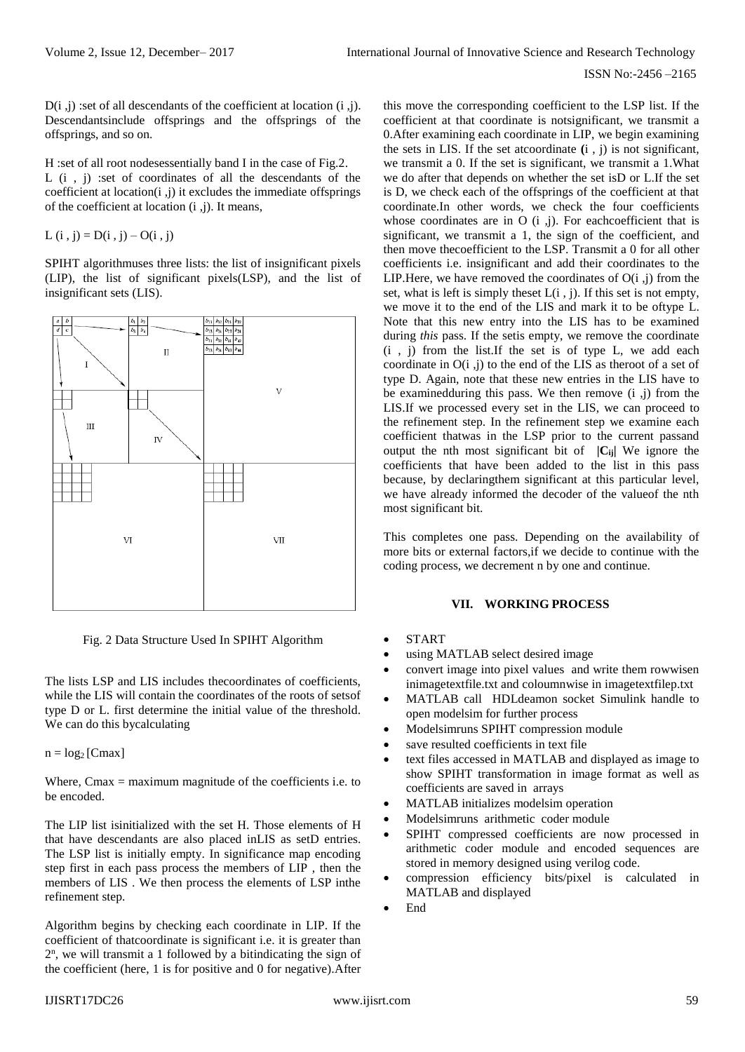D(i ,j) :set of all descendants of the coefficient at location (i ,j). Descendantsinclude offsprings and the offsprings of the offsprings, and so on.

H :set of all root nodesessentially band I in the case of Fig.2.
L (i , j) :set of coordinates of all the descendants of the coefficient at location(i ,j) it excludes the immediate offsprings of the coefficient at location (i ,j). It means,

L (i , j) = D(i , j) – O(i , j)

SPIHT algorithmuses three lists: the list of insignificant pixels (LIP), the list of significant pixels(LSP), and the list of insignificant sets (LIS).

Fig. 2 Data Structure Used In SPIHT Algorithm

The lists LSP and LIS includes thecoordinates of coefficients, while the LIS will contain the coordinates of the roots of setsof type D or L. first determine the initial value of the threshold. We can do this bycalculating

$n = \log_2 [C_{max}]$

Where, Cmax = maximum magnitude of the coefficients i.e. to be encoded.

The LIP list isinitialized with the set H. Those elements of H that have descendants are also placed inLIS as setD entries. The LSP list is initially empty. In significance map encoding step first in each pass process the members of LIP , then the members of LIS . We then process the elements of LSP inthe refinement step.

Algorithm begins by checking each coordinate in LIP. If the coefficient of thatcoordinate is significant i.e. it is greater than $2^n$, we will transmit a 1 followed by a bitindicating the sign of the coefficient (here, 1 is for positive and 0 for negative).After this move the corresponding coefficient to the LSP list. If the coefficient at that coordinate is notsignificant, we transmit a 0.After examining each coordinate in LIP, we begin examining the sets in LIS. If the set atcoordinate **(**i , j) is not significant, we transmit a 0. If the set is significant, we transmit a 1.What we do after that depends on whether the set isD or L.If the set is D, we check each of the offsprings of the coefficient at that coordinate.In other words, we check the four coefficients whose coordinates are in O (i ,j). For eachcoefficient that is significant, we transmit a 1, the sign of the coefficient, and then move thecoefficient to the LSP. Transmit a 0 for all other coefficients i.e. insignificant and add their coordinates to the LIP.Here, we have removed the coordinates of O(i ,j) from the set, what is left is simply theset L(i , j). If this set is not empty, we move it to the end of the LIS and mark it to be oftype L. Note that this new entry into the LIS has to be examined during *this* pass. If the setis empty, we remove the coordinate (i , j) from the list.If the set is of type L, we add each coordinate in O(i ,j) to the end of the LIS as theroot of a set of type D. Again, note that these new entries in the LIS have to be examinedduring this pass. We then remove (i ,j) from the LIS.If we processed every set in the LIS, we can proceed to the refinement step. In the refinement step we examine each coefficient thatwas in the LSP prior to the current passand output the nth most significant bit of $|\mathbf{C_{ij}}|$ We ignore the coefficients that have been added to the list in this pass because, by declaringthem significant at this particular level, we have already informed the decoder of the valueof the nth most significant bit.

This completes one pass. Depending on the availability of more bits or external factors,if we decide to continue with the coding process, we decrement n by one and continue.

## VII. WORKING PROCESS

- START
- using MATLAB select desired image
- convert image into pixel values and write them rowwisen inimagetextfile.txt and coloumnwise in imagetextfilep.txt
- MATLAB call HDLdeamon socket Simulink handle to open modelsim for further process
- Modelsimruns SPIHT compression module
- save resulted coefficients in text file
- text files accessed in MATLAB and displayed as image to show SPIHT transformation in image format as well as coefficients are saved in arrays
- MATLAB initializes modelsim operation
- Modelsimruns arithmetic coder module
- SPIHT compressed coefficients are now processed in arithmetic coder module and encoded sequences are stored in memory designed using verilog code.
- compression efficiency bits/pixel is calculated in MATLAB and displayed
- End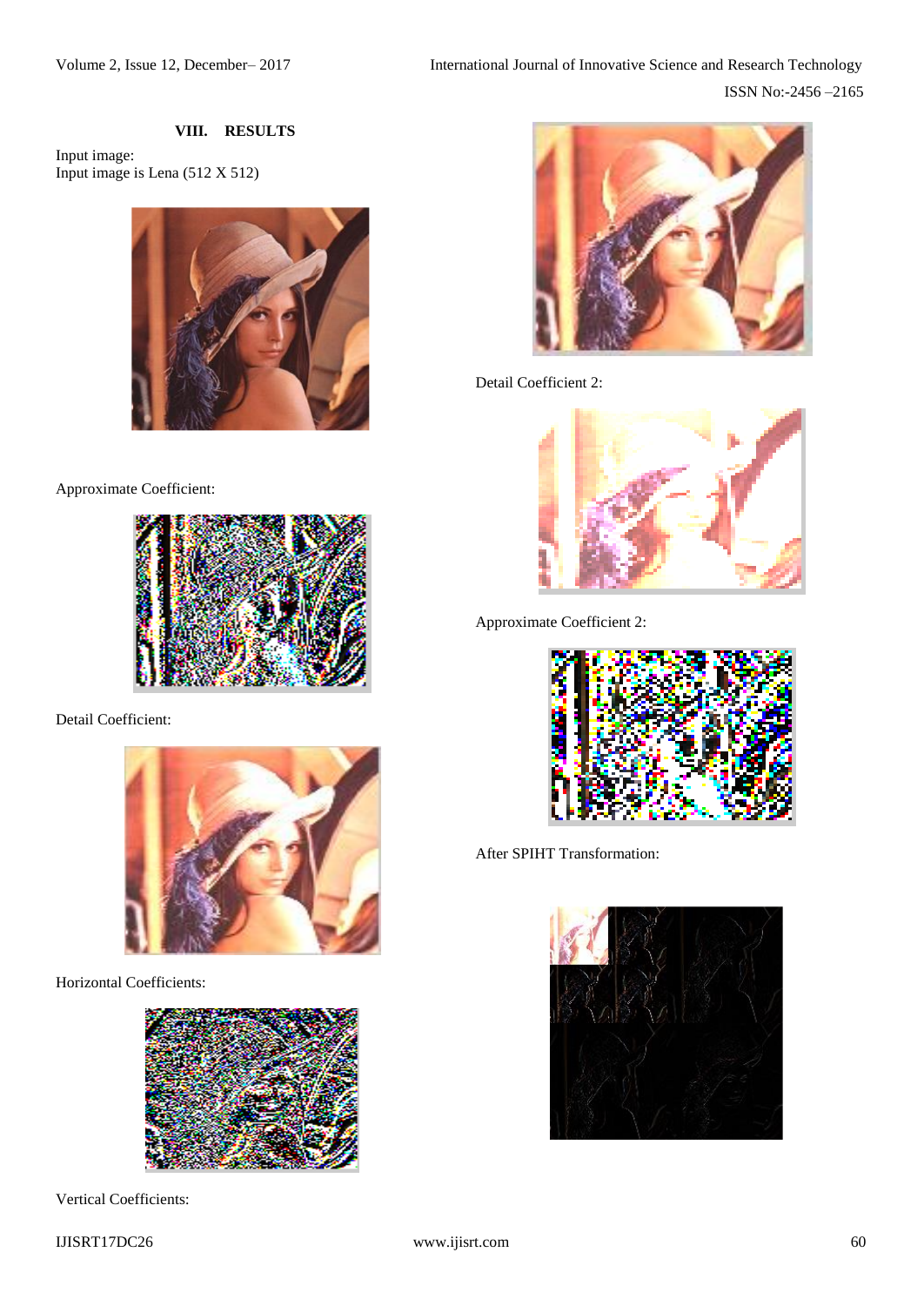## VIII. RESULTS

Input image:
Input image is Lena (512 X 512)

Approximate Coefficient:

Detail Coefficient:

Horizontal Coefficients:

Vertical Coefficients:

Detail Coefficient 2:

Approximate Coefficient 2:

After SPIHT Transformation: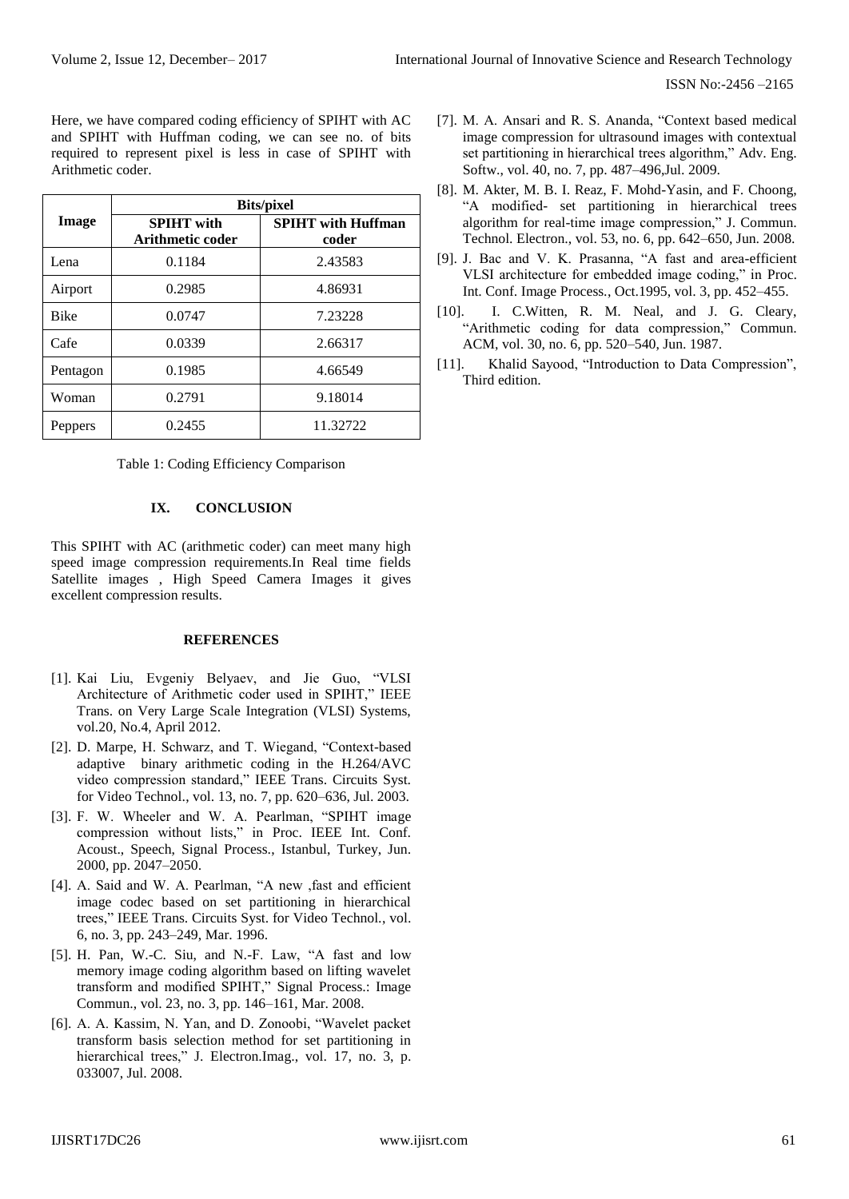Here, we have compared coding efficiency of SPIHT with AC and SPIHT with Huffman coding, we can see no. of bits required to represent pixel is less in case of SPIHT with Arithmetic coder.

| Image | Bits/pixel | |
|---|---|---|
| | **SPIHT with Arithmetic coder** | **SPIHT with Huffman coder** |
| Lena | 0.1184 | 2.43583 |
| Airport | 0.2985 | 4.86931 |
| Bike | 0.0747 | 7.23228 |
| Cafe | 0.0339 | 2.66317 |
| Pentagon | 0.1985 | 4.66549 |
| Woman | 0.2791 | 9.18014 |
| Peppers | 0.2455 | 11.32722 |

Table 1: Coding Efficiency Comparison

## IX. CONCLUSION

This SPIHT with AC (arithmetic coder) can meet many high speed image compression requirements.In Real time fields Satellite images , High Speed Camera Images it gives excellent compression results.

## REFERENCES

[1]. Kai Liu, Evgeniy Belyaev, and Jie Guo, "VLSI Architecture of Arithmetic coder used in SPIHT," IEEE Trans. on Very Large Scale Integration (VLSI) Systems, vol.20, No.4, April 2012.

[2]. D. Marpe, H. Schwarz, and T. Wiegand, "Context-based adaptive binary arithmetic coding in the H.264/AVC video compression standard," IEEE Trans. Circuits Syst. for Video Technol., vol. 13, no. 7, pp. 620–636, Jul. 2003.

[3]. F. W. Wheeler and W. A. Pearlman, "SPIHT image compression without lists," in Proc. IEEE Int. Conf. Acoust., Speech, Signal Process., Istanbul, Turkey, Jun. 2000, pp. 2047–2050.

[4]. A. Said and W. A. Pearlman, "A new ,fast and efficient image codec based on set partitioning in hierarchical trees," IEEE Trans. Circuits Syst. for Video Technol., vol. 6, no. 3, pp. 243–249, Mar. 1996.

[5]. H. Pan, W.-C. Siu, and N.-F. Law, "A fast and low memory image coding algorithm based on lifting wavelet transform and modified SPIHT," Signal Process.: Image Commun., vol. 23, no. 3, pp. 146–161, Mar. 2008.

[6]. A. A. Kassim, N. Yan, and D. Zonoobi, "Wavelet packet transform basis selection method for set partitioning in hierarchical trees," J. Electron.Imag., vol. 17, no. 3, p. 033007, Jul. 2008.

[7]. M. A. Ansari and R. S. Ananda, "Context based medical image compression for ultrasound images with contextual set partitioning in hierarchical trees algorithm," Adv. Eng. Softw., vol. 40, no. 7, pp. 487–496,Jul. 2009.

[8]. M. Akter, M. B. I. Reaz, F. Mohd-Yasin, and F. Choong, "A modified- set partitioning in hierarchical trees algorithm for real-time image compression," J. Commun. Technol. Electron., vol. 53, no. 6, pp. 642–650, Jun. 2008.

[9]. J. Bac and V. K. Prasanna, "A fast and area-efficient VLSI architecture for embedded image coding," in Proc. Int. Conf. Image Process., Oct.1995, vol. 3, pp. 452–455.

[10]. I. C.Witten, R. M. Neal, and J. G. Cleary, "Arithmetic coding for data compression," Commun. ACM, vol. 30, no. 6, pp. 520–540, Jun. 1987.

[11]. Khalid Sayood, "Introduction to Data Compression", Third edition.